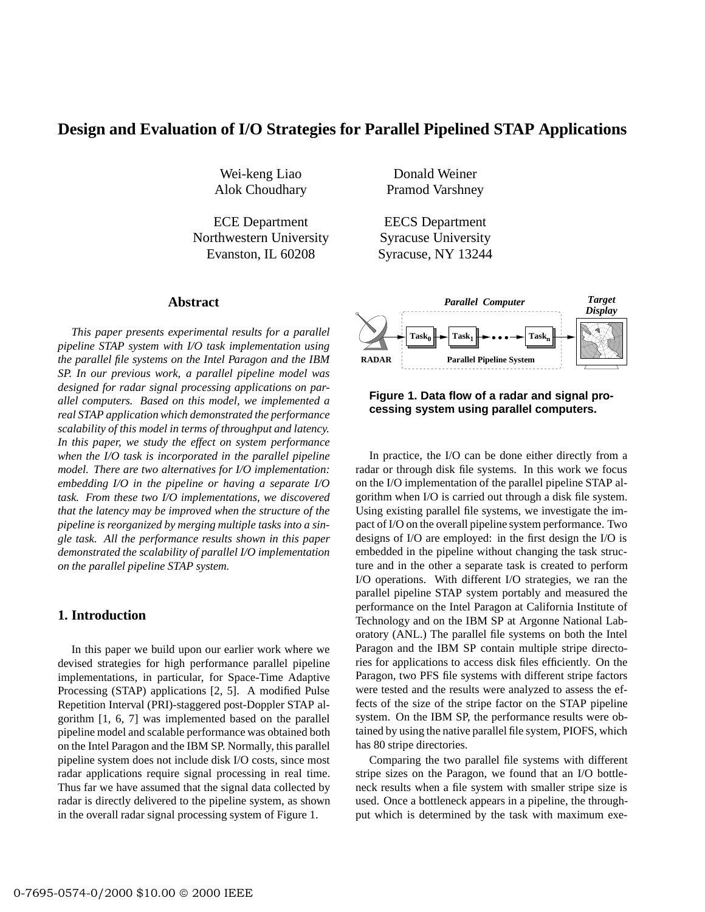# Design and Evaluation of I/O Strategies for Parallel Pipelined STAP Applications

Wei-keng Liao
Alok Choudhary

ECE Department
Northwestern University
Evanston, IL 60208

Donald Weiner
Pramod Varshney

EECS Department
Syracuse University
Syracuse, NY 13244

## Abstract

*This paper presents experimental results for a parallel pipeline STAP system with I/O task implementation using the parallel file systems on the Intel Paragon and the IBM SP. In our previous work, a parallel pipeline model was designed for radar signal processing applications on parallel computers. Based on this model, we implemented a real STAP application which demonstrated the performance scalability of this model in terms of throughput and latency. In this paper, we study the effect on system performance when the I/O task is incorporated in the parallel pipeline model. There are two alternatives for I/O implementation: embedding I/O in the pipeline or having a separate I/O task. From these two I/O implementations, we discovered that the latency may be improved when the structure of the pipeline is reorganized by merging multiple tasks into a single task. All the performance results shown in this paper demonstrated the scalability of parallel I/O implementation on the parallel pipeline STAP system.*

## 1. Introduction

In this paper we build upon our earlier work where we devised strategies for high performance parallel pipeline implementations, in particular, for Space-Time Adaptive Processing (STAP) applications [2, 5]. A modified Pulse Repetition Interval (PRI)-staggered post-Doppler STAP algorithm [1, 6, 7] was implemented based on the parallel pipeline model and scalable performance was obtained both on the Intel Paragon and the IBM SP. Normally, this parallel pipeline system does not include disk I/O costs, since most radar applications require signal processing in real time. Thus far we have assumed that the signal data collected by radar is directly delivered to the pipeline system, as shown in the overall radar signal processing system of Figure 1.

**Figure 1. Data flow of a radar and signal processing system using parallel computers.**

In practice, the I/O can be done either directly from a radar or through disk file systems. In this work we focus on the I/O implementation of the parallel pipeline STAP algorithm when I/O is carried out through a disk file system. Using existing parallel file systems, we investigate the impact of I/O on the overall pipeline system performance. Two designs of I/O are employed: in the first design the I/O is embedded in the pipeline without changing the task structure and in the other a separate task is created to perform I/O operations. With different I/O strategies, we ran the parallel pipeline STAP system portably and measured the performance on the Intel Paragon at California Institute of Technology and on the IBM SP at Argonne National Laboratory (ANL.) The parallel file systems on both the Intel Paragon and the IBM SP contain multiple stripe directories for applications to access disk files efficiently. On the Paragon, two PFS file systems with different stripe factors were tested and the results were analyzed to assess the effects of the size of the stripe factor on the STAP pipeline system. On the IBM SP, the performance results were obtained by using the native parallel file system, PIOFS, which has 80 stripe directories.

Comparing the two parallel file systems with different stripe sizes on the Paragon, we found that an I/O bottleneck results when a file system with smaller stripe size is used. Once a bottleneck appears in a pipeline, the throughput which is determined by the task with maximum exe-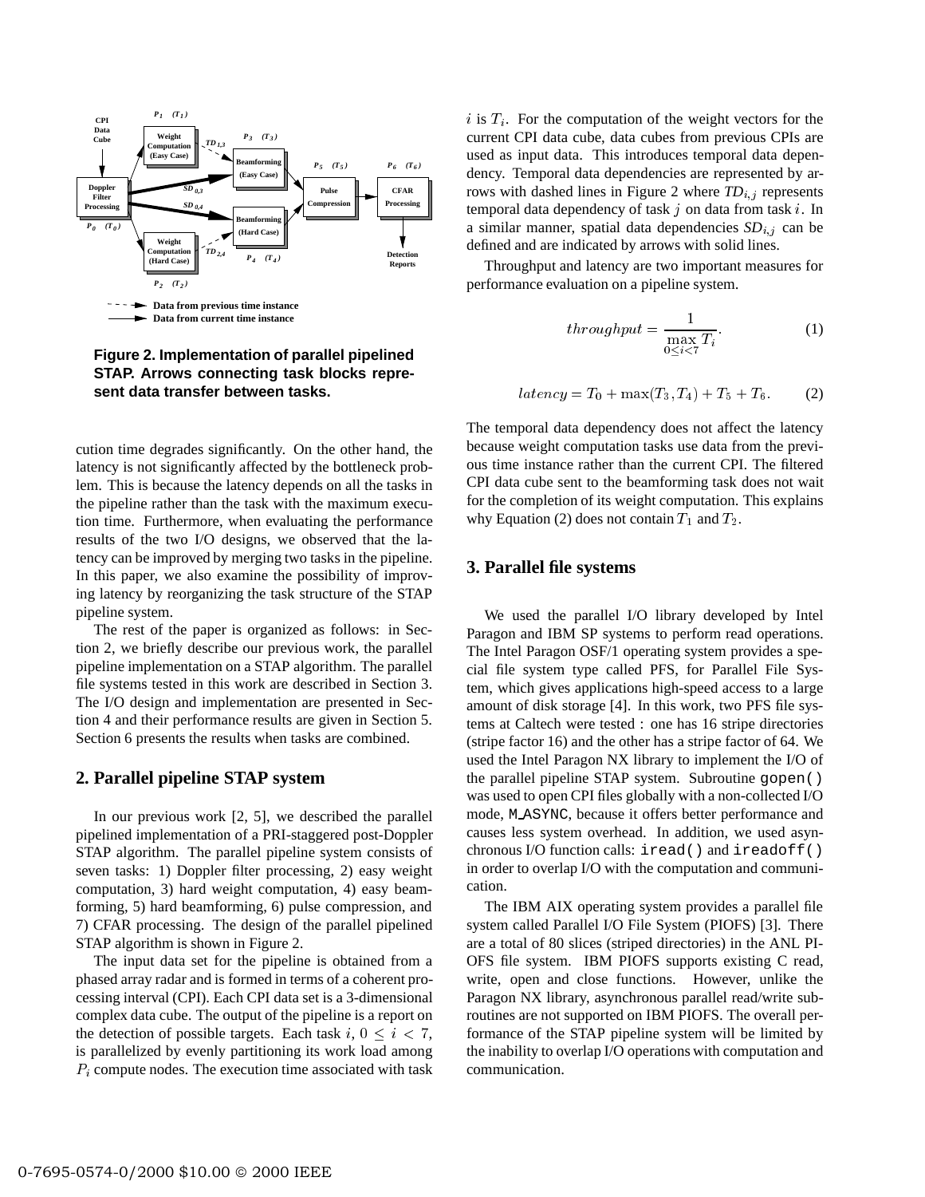Figure 2. Implementation of parallel pipelined STAP. Arrows connecting task blocks represent data transfer between tasks.

cution time degrades significantly. On the other hand, the latency is not significantly affected by the bottleneck problem. This is because the latency depends on all the tasks in the pipeline rather than the task with the maximum execution time. Furthermore, when evaluating the performance results of the two I/O designs, we observed that the latency can be improved by merging two tasks in the pipeline. In this paper, we also examine the possibility of improving latency by reorganizing the task structure of the STAP pipeline system.

The rest of the paper is organized as follows: in Section 2, we briefly describe our previous work, the parallel pipeline implementation on a STAP algorithm. The parallel file systems tested in this work are described in Section 3. The I/O design and implementation are presented in Section 4 and their performance results are given in Section 5. Section 6 presents the results when tasks are combined.

## 2. Parallel pipeline STAP system

In our previous work [2, 5], we described the parallel pipelined implementation of a PRI-staggered post-Doppler STAP algorithm. The parallel pipeline system consists of seven tasks: 1) Doppler filter processing, 2) easy weight computation, 3) hard weight computation, 4) easy beamforming, 5) hard beamforming, 6) pulse compression, and 7) CFAR processing. The design of the parallel pipelined STAP algorithm is shown in Figure 2.

The input data set for the pipeline is obtained from a phased array radar and is formed in terms of a coherent processing interval (CPI). Each CPI data set is a 3-dimensional complex data cube. The output of the pipeline is a report on the detection of possible targets. Each task $i$, $0 \leq i < 7$, is parallelized by evenly partitioning its work load among $P_i$ compute nodes. The execution time associated with task $i$ is $T_i$. For the computation of the weight vectors for the current CPI data cube, data cubes from previous CPIs are used as input data. This introduces temporal data dependency. Temporal data dependencies are represented by arrows with dashed lines in Figure 2 where $TD_{i,j}$ represents temporal data dependency of task $j$ on data from task $i$. In a similar manner, spatial data dependencies $SD_{i,j}$ can be defined and are indicated by arrows with solid lines.

Throughput and latency are two important measures for performance evaluation on a pipeline system.

$$throughput = \frac{1}{\max_{0 \leq i < 7} T_i}. \quad (1)$$

$$latency = T_0 + \max(T_3, T_4) + T_5 + T_6. \quad (2)$$

The temporal data dependency does not affect the latency because weight computation tasks use data from the previous time instance rather than the current CPI. The filtered CPI data cube sent to the beamforming task does not wait for the completion of its weight computation. This explains why Equation (2) does not contain $T_1$ and $T_2$.

## 3. Parallel file systems

We used the parallel I/O library developed by Intel Paragon and IBM SP systems to perform read operations. The Intel Paragon OSF/1 operating system provides a special file system type called PFS, for Parallel File System, which gives applications high-speed access to a large amount of disk storage [4]. In this work, two PFS file systems at Caltech were tested : one has 16 stripe directories (stripe factor 16) and the other has a stripe factor of 64. We used the Intel Paragon NX library to implement the I/O of the parallel pipeline STAP system. Subroutine `gopen()` was used to open CPI files globally with a non-collected I/O mode, `M_ASYNC`, because it offers better performance and causes less system overhead. In addition, we used asynchronous I/O function calls: `iread()` and `ireadoff()` in order to overlap I/O with the computation and communication.

The IBM AIX operating system provides a parallel file system called Parallel I/O File System (PIOFS) [3]. There are a total of 80 slices (striped directories) in the ANL PIOFS file system. IBM PIOFS supports existing C read, write, open and close functions. However, unlike the Paragon NX library, asynchronous parallel read/write subroutines are not supported on IBM PIOFS. The overall performance of the STAP pipeline system will be limited by the inability to overlap I/O operations with computation and communication.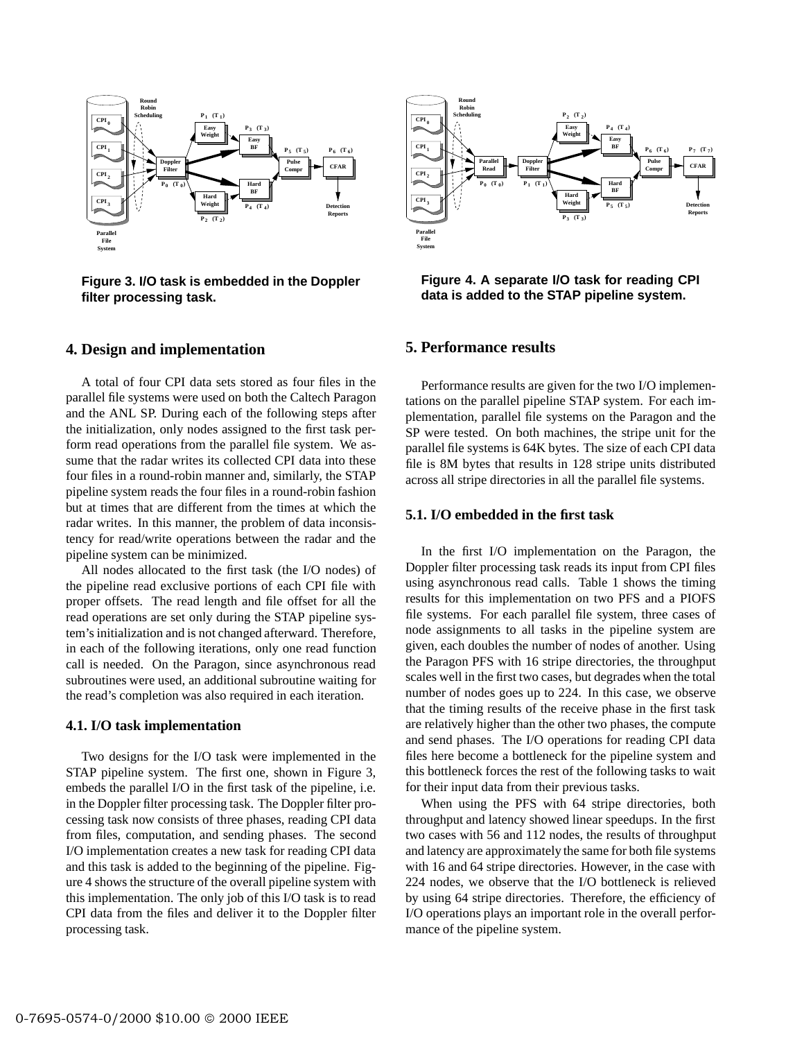Round Robin Scheduling

$CPI_0$

$CPI_1$

$CPI_2$

$CPI_3$

Parallel File System

Doppler Filter

$P_0$ $(T_0)$

$P_1$ $(T_1)$

Easy Weight

$P_2$ $(T_2)$

Hard Weight

$P_3$ $(T_3)$

Easy BF

$P_4$ $(T_4)$

Hard BF

$P_5$ $(T_5)$

Pulse Compr

$P_6$ $(T_6)$

CFAR

Detection Reports

**Figure 3. I/O task is embedded in the Doppler filter processing task.**

Round Robin Scheduling

$CPI_0$

$CPI_1$

$CPI_2$

$CPI_3$

Parallel File System

Parallel Read

$P_0$ $(T_0)$

Doppler Filter

$P_1$ $(T_1)$

$P_2$ $(T_2)$

Easy Weight

$P_3$ $(T_3)$

Hard Weight

$P_4$ $(T_4)$

Easy BF

$P_5$ $(T_5)$

Hard BF

$P_6$ $(T_6)$

Pulse Compr

$P_7$ $(T_7)$

CFAR

Detection Reports

**Figure 4. A separate I/O task for reading CPI data is added to the STAP pipeline system.**

## 4. Design and implementation

A total of four CPI data sets stored as four files in the parallel file systems were used on both the Caltech Paragon and the ANL SP. During each of the following steps after the initialization, only nodes assigned to the first task perform read operations from the parallel file system. We assume that the radar writes its collected CPI data into these four files in a round-robin manner and, similarly, the STAP pipeline system reads the four files in a round-robin fashion but at times that are different from the times at which the radar writes. In this manner, the problem of data inconsistency for read/write operations between the radar and the pipeline system can be minimized.

All nodes allocated to the first task (the I/O nodes) of the pipeline read exclusive portions of each CPI file with proper offsets. The read length and file offset for all the read operations are set only during the STAP pipeline system's initialization and is not changed afterward. Therefore, in each of the following iterations, only one read function call is needed. On the Paragon, since asynchronous read subroutines were used, an additional subroutine waiting for the read's completion was also required in each iteration.

### 4.1. I/O task implementation

Two designs for the I/O task were implemented in the STAP pipeline system. The first one, shown in Figure 3, embeds the parallel I/O in the first task of the pipeline, i.e. in the Doppler filter processing task. The Doppler filter processing task now consists of three phases, reading CPI data from files, computation, and sending phases. The second I/O implementation creates a new task for reading CPI data and this task is added to the beginning of the pipeline. Figure 4 shows the structure of the overall pipeline system with this implementation. The only job of this I/O task is to read CPI data from the files and deliver it to the Doppler filter processing task.

## 5. Performance results

Performance results are given for the two I/O implementations on the parallel pipeline STAP system. For each implementation, parallel file systems on the Paragon and the SP were tested. On both machines, the stripe unit for the parallel file systems is 64K bytes. The size of each CPI data file is 8M bytes that results in 128 stripe units distributed across all stripe directories in all the parallel file systems.

### 5.1. I/O embedded in the first task

In the first I/O implementation on the Paragon, the Doppler filter processing task reads its input from CPI files using asynchronous read calls. Table 1 shows the timing results for this implementation on two PFS and a PIOFS file systems. For each parallel file system, three cases of node assignments to all tasks in the pipeline system are given, each doubles the number of nodes of another. Using the Paragon PFS with 16 stripe directories, the throughput scales well in the first two cases, but degrades when the total number of nodes goes up to 224. In this case, we observe that the timing results of the receive phase in the first task are relatively higher than the other two phases, the compute and send phases. The I/O operations for reading CPI data files here become a bottleneck for the pipeline system and this bottleneck forces the rest of the following tasks to wait for their input data from their previous tasks.

When using the PFS with 64 stripe directories, both throughput and latency showed linear speedups. In the first two cases with 56 and 112 nodes, the results of throughput and latency are approximately the same for both file systems with 16 and 64 stripe directories. However, in the case with 224 nodes, we observe that the I/O bottleneck is relieved by using 64 stripe directories. Therefore, the efficiency of I/O operations plays an important role in the overall performance of the pipeline system.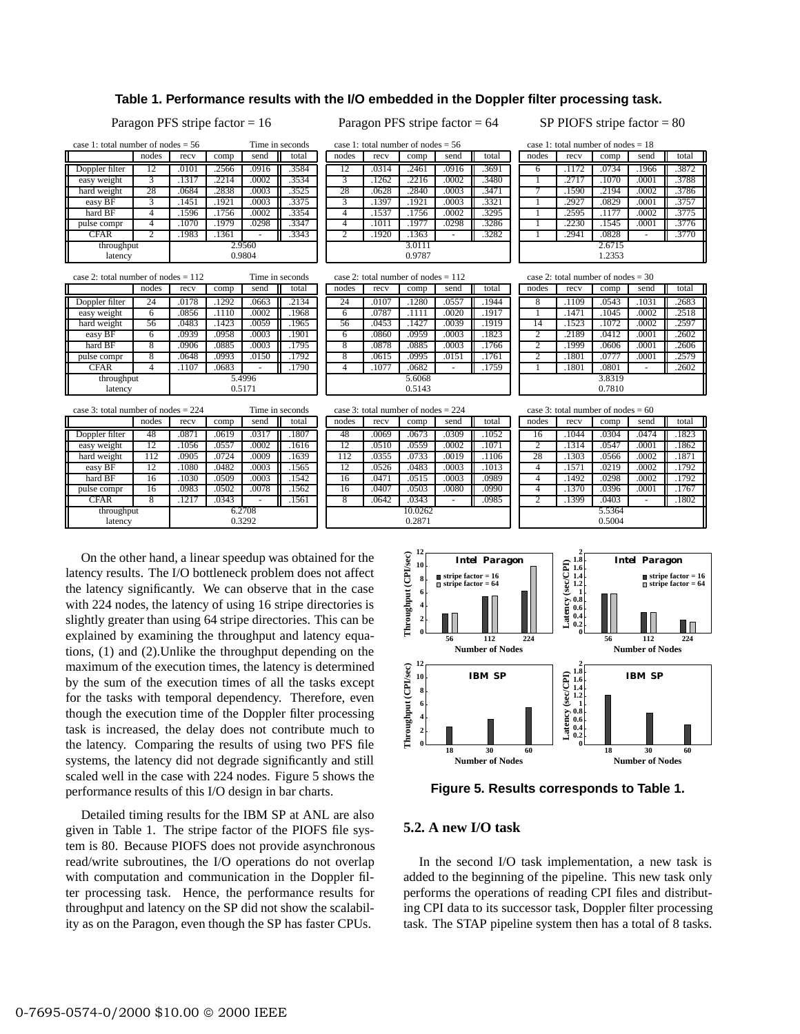**Table 1. Performance results with the I/O embedded in the Doppler filter processing task.**

**Paragon PFS stripe factor = 16**

case 1: total number of nodes = 56 (Time in seconds)

| | nodes | recv | comp | send | total |
|---|---|---|---|---|---|
| Doppler filter | 12 | .0101 | .2566 | .0916 | .3584 |
| easy weight | 3 | .1317 | .2214 | .0002 | .3534 |
| hard weight | 28 | .0684 | .2838 | .0003 | .3525 |
| easy BF | 3 | .1451 | .1921 | .0003 | .3375 |
| hard BF | 4 | .1596 | .1756 | .0002 | .3354 |
| pulse compr | 4 | .1070 | .1979 | .0298 | .3347 |
| CFAR | 2 | .1983 | .1361 | - | .3343 |
| throughput | 2.9560 | | | | |
| latency | 0.9804 | | | | |

case 2: total number of nodes = 112 (Time in seconds)

| | nodes | recv | comp | send | total |
|---|---|---|---|---|---|
| Doppler filter | 24 | .0178 | .1292 | .0663 | .2134 |
| easy weight | 6 | .0856 | .1110 | .0002 | .1968 |
| hard weight | 56 | .0483 | .1423 | .0059 | .1965 |
| easy BF | 6 | .0939 | .0958 | .0003 | .1901 |
| hard BF | 8 | .0906 | .0885 | .0003 | .1795 |
| pulse compr | 8 | .0648 | .0993 | .0150 | .1792 |
| CFAR | 4 | .1107 | .0683 | - | .1790 |
| throughput | 5.4996 | | | | |
| latency | 0.5171 | | | | |

case 3: total number of nodes = 224 (Time in seconds)

| | nodes | recv | comp | send | total |
|---|---|---|---|---|---|
| Doppler filter | 48 | .0871 | .0619 | .0317 | .1807 |
| easy weight | 12 | .1056 | .0557 | .0002 | .1616 |
| hard weight | 112 | .0905 | .0724 | .0009 | .1639 |
| easy BF | 12 | .1080 | .0482 | .0003 | .1565 |
| hard BF | 16 | .1030 | .0509 | .0003 | .1542 |
| pulse compr | 16 | .0983 | .0502 | .0078 | .1562 |
| CFAR | 8 | .1217 | .0343 | - | .1561 |
| throughput | 6.2708 | | | | |
| latency | 0.3292 | | | | |

**Paragon PFS stripe factor = 64**

case 1: total number of nodes = 56

| | nodes | recv | comp | send | total |
|---|---|---|---|---|---|
| Doppler filter | 12 | .0314 | .2461 | .0916 | .3691 |
| easy weight | 3 | .1262 | .2216 | .0002 | .3480 |
| hard weight | 28 | .0628 | .2840 | .0003 | .3471 |
| easy BF | 3 | .1397 | .1921 | .0003 | .3321 |
| hard BF | 4 | .1537 | .1756 | .0002 | .3295 |
| pulse compr | 4 | .1011 | .1977 | .0298 | .3286 |
| CFAR | 2 | .1920 | .1363 | - | .3282 |
| throughput | 3.0111 | | | | |
| latency | 0.9787 | | | | |

case 2: total number of nodes = 112

| | nodes | recv | comp | send | total |
|---|---|---|---|---|---|
| Doppler filter | 24 | .0107 | .1280 | .0557 | .1944 |
| easy weight | 6 | .0787 | .1111 | .0020 | .1917 |
| hard weight | 56 | .0453 | .1427 | .0039 | .1919 |
| easy BF | 6 | .0860 | .0959 | .0003 | .1823 |
| hard BF | 8 | .0878 | .0885 | .0003 | .1766 |
| pulse compr | 8 | .0615 | .0995 | .0151 | .1761 |
| CFAR | 4 | .1077 | .0682 | - | .1759 |
| throughput | 5.6068 | | | | |
| latency | 0.5143 | | | | |

case 3: total number of nodes = 224

| | nodes | recv | comp | send | total |
|---|---|---|---|---|---|
| Doppler filter | 48 | .0069 | .0673 | .0309 | .1052 |
| easy weight | 12 | .0510 | .0559 | .0002 | .1071 |
| hard weight | 112 | .0355 | .0733 | .0019 | .1106 |
| easy BF | 12 | .0526 | .0483 | .0003 | .1013 |
| hard BF | 16 | .0471 | .0515 | .0003 | .0989 |
| pulse compr | 16 | .0407 | .0503 | .0080 | .0990 |
| CFAR | 8 | .0642 | .0343 | - | .0985 |
| throughput | 10.0262 | | | | |
| latency | 0.2871 | | | | |

**SP PIOFS stripe factor = 80**

case 1: total number of nodes = 18

| | nodes | recv | comp | send | total |
|---|---|---|---|---|---|
| Doppler filter | 6 | .1172 | .0734 | .1966 | .3872 |
| easy weight | 1 | .2717 | .1070 | .0001 | .3788 |
| hard weight | 7 | .1590 | .2194 | .0002 | .3786 |
| easy BF | 1 | .2927 | .0829 | .0001 | .3757 |
| hard BF | 1 | .2595 | .1177 | .0002 | .3775 |
| pulse compr | 1 | .2230 | .1545 | .0001 | .3776 |
| CFAR | 1 | .2941 | .0828 | - | .3770 |
| throughput | 2.6715 | | | | |
| latency | 1.2353 | | | | |

case 2: total number of nodes = 30

| | nodes | recv | comp | send | total |
|---|---|---|---|---|---|
| Doppler filter | 8 | .1109 | .0543 | .1031 | .2683 |
| easy weight | 1 | .1471 | .1045 | .0002 | .2518 |
| hard weight | 14 | .1523 | .1072 | .0002 | .2597 |
| easy BF | 2 | .2189 | .0412 | .0001 | .2602 |
| hard BF | 2 | .1999 | .0606 | .0001 | .2606 |
| pulse compr | 2 | .1801 | .0777 | .0001 | .2579 |
| CFAR | 1 | .1801 | .0801 | - | .2602 |
| throughput | 3.8319 | | | | |
| latency | 0.7810 | | | | |

case 3: total number of nodes = 60

| | nodes | recv | comp | send | total |
|---|---|---|---|---|---|
| Doppler filter | 16 | .1044 | .0304 | .0474 | .1823 |
| easy weight | 2 | .1314 | .0547 | .0001 | .1862 |
| hard weight | 28 | .1303 | .0566 | .0002 | .1871 |
| easy BF | 4 | .1571 | .0219 | .0002 | .1792 |
| hard BF | 4 | .1492 | .0298 | .0002 | .1792 |
| pulse compr | 4 | .1370 | .0396 | .0001 | .1767 |
| CFAR | 2 | .1399 | .0403 | - | .1802 |
| throughput | 5.5364 | | | | |
| latency | 0.5004 | | | | |

On the other hand, a linear speedup was obtained for the latency results. The I/O bottleneck problem does not affect the latency significantly. We can observe that in the case with 224 nodes, the latency of using 16 stripe directories is slightly greater than using 64 stripe directories. This can be explained by examining the throughput and latency equations, (1) and (2). Unlike the throughput depending on the maximum of the execution times, the latency is determined by the sum of the execution times of all the tasks except for the tasks with temporal dependency. Therefore, even though the execution time of the Doppler filter processing task is increased, the delay does not contribute much to the latency. Comparing the results of using two PFS file systems, the latency did not degrade significantly and still scaled well in the case with 224 nodes. Figure 5 shows the performance results of this I/O design in bar charts.

Detailed timing results for the IBM SP at ANL are also given in Table 1. The stripe factor of the PIOFS file system is 80. Because PIOFS does not provide asynchronous read/write subroutines, the I/O operations do not overlap with computation and communication in the Doppler filter processing task. Hence, the performance results for throughput and latency on the SP did not show the scalability as on the Paragon, even though the SP has faster CPUs.

**Figure 5. Results corresponds to Table 1.**

## 5.2. A new I/O task

In the second I/O task implementation, a new task is added to the beginning of the pipeline. This new task only performs the operations of reading CPI files and distributing CPI data to its successor task, Doppler filter processing task. The STAP pipeline system then has a total of 8 tasks.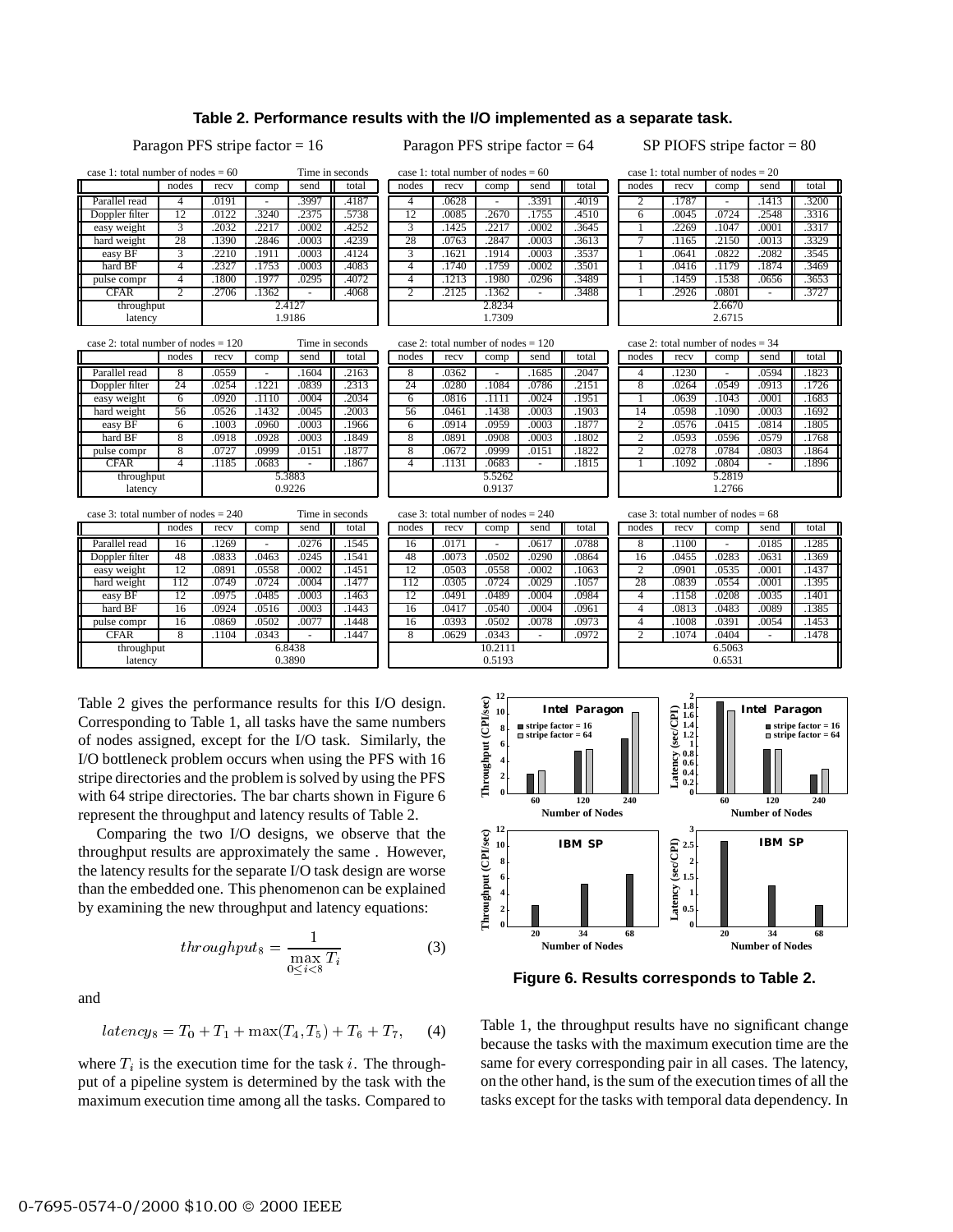**Table 2. Performance results with the I/O implemented as a separate task.**

Paragon PFS stripe factor = 16

case 1: total number of nodes = 60 (Time in seconds)

| | nodes | recv | comp | send | total |
|---|---|---|---|---|---|
| Parallel read | 4 | .0191 | - | .3997 | .4187 |
| Doppler filter | 12 | .0122 | .3240 | .2375 | .5738 |
| easy weight | 3 | .2032 | .2217 | .0002 | .4252 |
| hard weight | 28 | .1390 | .2846 | .0003 | .4239 |
| easy BF | 3 | .2210 | .1911 | .0003 | .4124 |
| hard BF | 4 | .2327 | .1753 | .0003 | .4083 |
| pulse compr | 4 | .1800 | .1977 | .0295 | .4072 |
| CFAR | 2 | .2706 | .1362 | - | .4068 |
| throughput | 2.4127 | | | | |
| latency | 1.9186 | | | | |

case 2: total number of nodes = 120 (Time in seconds)

| | nodes | recv | comp | send | total |
|---|---|---|---|---|---|
| Parallel read | 8 | .0559 | - | .1604 | .2163 |
| Doppler filter | 24 | .0254 | .1221 | .0839 | .2313 |
| easy weight | 6 | .0920 | .1110 | .0004 | .2034 |
| hard weight | 56 | .0526 | .1432 | .0045 | .2003 |
| easy BF | 6 | .1003 | .0960 | .0003 | .1966 |
| hard BF | 8 | .0918 | .0928 | .0003 | .1849 |
| pulse compr | 8 | .0727 | .0999 | .0151 | .1877 |
| CFAR | 4 | .1185 | .0683 | - | .1867 |
| throughput | 5.3883 | | | | |
| latency | 0.9226 | | | | |

case 3: total number of nodes = 240 (Time in seconds)

| | nodes | recv | comp | send | total |
|---|---|---|---|---|---|
| Parallel read | 16 | .1269 | - | .0276 | .1545 |
| Doppler filter | 48 | .0833 | .0463 | .0245 | .1541 |
| easy weight | 12 | .0891 | .0558 | .0002 | .1451 |
| hard weight | 112 | .0749 | .0724 | .0004 | .1477 |
| easy BF | 12 | .0975 | .0485 | .0003 | .1463 |
| hard BF | 16 | .0924 | .0516 | .0003 | .1443 |
| pulse compr | 16 | .0869 | .0502 | .0077 | .1448 |
| CFAR | 8 | .1104 | .0343 | - | .1447 |
| throughput | 6.8438 | | | | |
| latency | 0.3890 | | | | |

Paragon PFS stripe factor = 64

case 1: total number of nodes = 60

| nodes | recv | comp | send | total |
|---|---|---|---|---|
| 4 | .0628 | - | .3391 | .4019 |
| 12 | .0085 | .2670 | .1755 | .4510 |
| 3 | .1425 | .2217 | .0002 | .3645 |
| 28 | .0763 | .2847 | .0003 | .3613 |
| 3 | .1621 | .1914 | .0003 | .3537 |
| 4 | .1740 | .1759 | .0002 | .3501 |
| 4 | .1213 | .1980 | .0296 | .3489 |
| 2 | .2125 | .1362 | - | .3488 |
| 2.8234 | | | | |
| 1.7309 | | | | |

case 2: total number of nodes = 120

| nodes | recv | comp | send | total |
|---|---|---|---|---|
| 8 | .0362 | - | .1685 | .2047 |
| 24 | .0280 | .1084 | .0786 | .2151 |
| 6 | .0816 | .1111 | .0024 | .1951 |
| 56 | .0461 | .1438 | .0003 | .1903 |
| 6 | .0914 | .0959 | .0003 | .1877 |
| 8 | .0891 | .0908 | .0003 | .1802 |
| 8 | .0672 | .0999 | .0151 | .1822 |
| 4 | .1131 | .0683 | - | .1815 |
| 5.5262 | | | | |
| 0.9137 | | | | |

case 3: total number of nodes = 240

| nodes | recv | comp | send | total |
|---|---|---|---|---|
| 16 | .0171 | - | .0617 | .0788 |
| 48 | .0073 | .0502 | .0290 | .0864 |
| 12 | .0503 | .0558 | .0002 | .1063 |
| 112 | .0305 | .0724 | .0029 | .1057 |
| 12 | .0491 | .0489 | .0004 | .0984 |
| 16 | .0417 | .0540 | .0004 | .0961 |
| 16 | .0393 | .0502 | .0078 | .0973 |
| 8 | .0629 | .0343 | - | .0972 |
| 10.2111 | | | | |
| 0.5193 | | | | |

SP PIOFS stripe factor = 80

case 1: total number of nodes = 20

| nodes | recv | comp | send | total |
|---|---|---|---|---|
| 2 | .1787 | - | .1413 | .3200 |
| 6 | .0045 | .0724 | .2548 | .3316 |
| 1 | .2269 | .1047 | .0001 | .3317 |
| 7 | .1165 | .2150 | .0013 | .3329 |
| 1 | .0641 | .0822 | .2082 | .3545 |
| 1 | .0416 | .1179 | .1874 | .3469 |
| 1 | .1459 | .1538 | .0656 | .3653 |
| 1 | .2926 | .0801 | - | .3727 |
| 2.6670 | | | | |
| 2.6715 | | | | |

case 2: total number of nodes = 34

| nodes | recv | comp | send | total |
|---|---|---|---|---|
| 4 | .1230 | - | .0594 | .1823 |
| 8 | .0264 | .0549 | .0913 | .1726 |
| 1 | .0639 | .1043 | .0001 | .1683 |
| 14 | .0598 | .1090 | .0003 | .1692 |
| 2 | .0576 | .0415 | .0814 | .1805 |
| 2 | .0593 | .0596 | .0579 | .1768 |
| 2 | .0278 | .0784 | .0803 | .1864 |
| 1 | .1092 | .0804 | - | .1896 |
| 5.2819 | | | | |
| 1.2766 | | | | |

case 3: total number of nodes = 68

| nodes | recv | comp | send | total |
|---|---|---|---|---|
| 8 | .1100 | - | .0185 | .1285 |
| 16 | .0455 | .0283 | .0631 | .1369 |
| 2 | .0901 | .0535 | .0001 | .1437 |
| 28 | .0839 | .0554 | .0001 | .1395 |
| 4 | .1158 | .0208 | .0035 | .1401 |
| 4 | .0813 | .0483 | .0089 | .1385 |
| 4 | .1008 | .0391 | .0054 | .1453 |
| 2 | .1074 | .0404 | - | .1478 |
| 6.5063 | | | | |
| 0.6531 | | | | |

Table 2 gives the performance results for this I/O design. Corresponding to Table 1, all tasks have the same numbers of nodes assigned, except for the I/O task. Similarly, the I/O bottleneck problem occurs when using the PFS with 16 stripe directories and the problem is solved by using the PFS with 64 stripe directories. The bar charts shown in Figure 6 represent the throughput and latency results of Table 2.

Comparing the two I/O designs, we observe that the throughput results are approximately the same . However, the latency results for the separate I/O task design are worse than the embedded one. This phenomenon can be explained by examining the new throughput and latency equations:

$$throughput_8 = \frac{1}{\max\limits_{0 \le i < 8} T_i} \tag{3}$$

and

$$latency_8 = T_0 + T_1 + \max(T_4, T_5) + T_6 + T_7, \tag{4}$$

where $T_i$ is the execution time for the task $i$. The throughput of a pipeline system is determined by the task with the maximum execution time among all the tasks. Compared to Table 1, the throughput results have no significant change because the tasks with the maximum execution time are the same for every corresponding pair in all cases. The latency, on the other hand, is the sum of the execution times of all the tasks except for the tasks with temporal data dependency. In

**Figure 6. Results corresponds to Table 2.**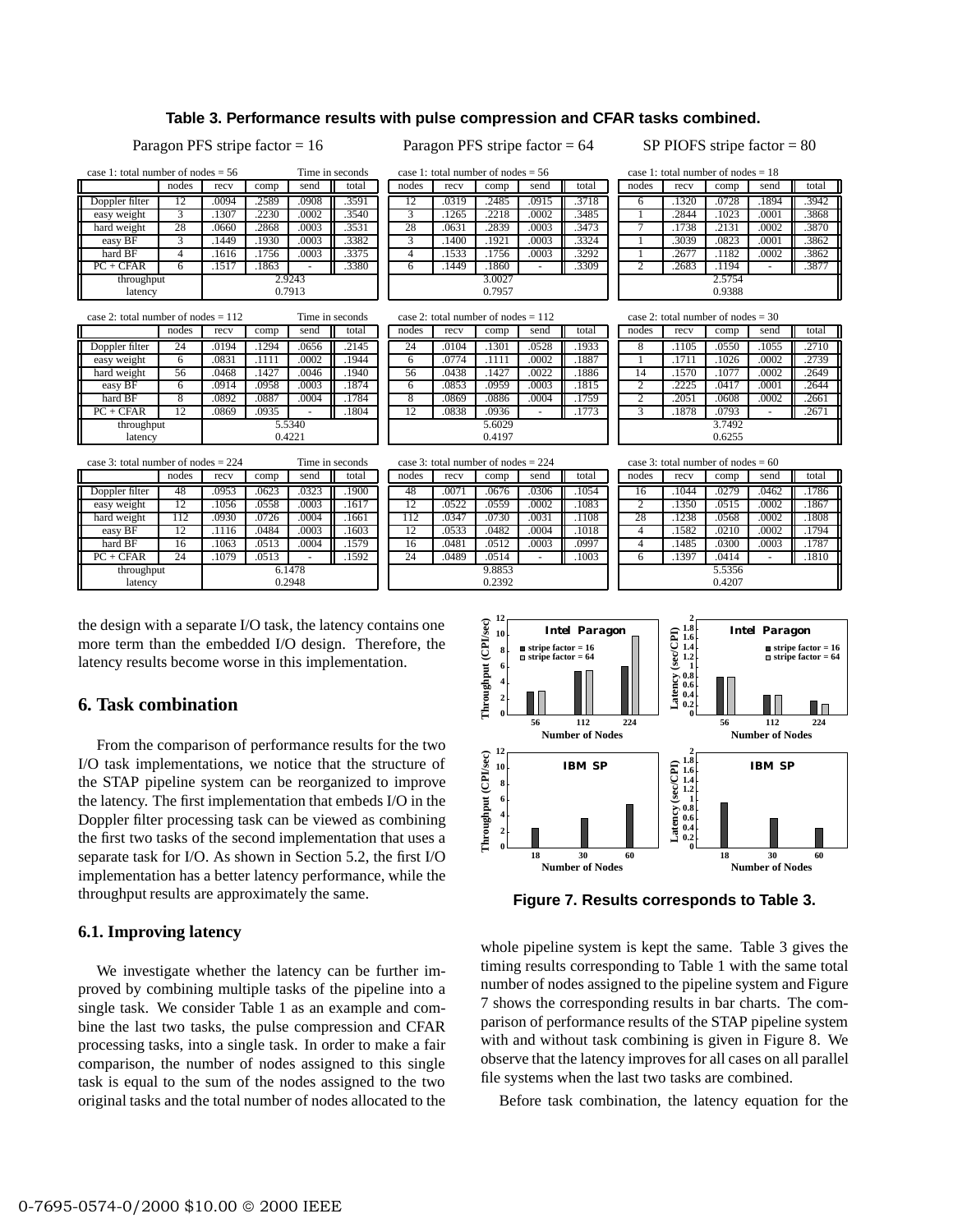**Table 3. Performance results with pulse compression and CFAR tasks combined.**

**Paragon PFS stripe factor = 16**

case 1: total number of nodes = 56 (Time in seconds)

| | nodes | recv | comp | send | total |
|---|---|---|---|---|---|
| Doppler filter | 12 | .0094 | .2589 | .0908 | .3591 |
| easy weight | 3 | .1307 | .2230 | .0002 | .3540 |
| hard weight | 28 | .0660 | .2868 | .0003 | .3531 |
| easy BF | 3 | .1449 | .1930 | .0003 | .3382 |
| hard BF | 4 | .1616 | .1756 | .0003 | .3375 |
| PC + CFAR | 6 | .1517 | .1863 | - | .3380 |
| throughput | 2.9243 | | | | |
| latency | 0.7913 | | | | |

case 2: total number of nodes = 112 (Time in seconds)

| | nodes | recv | comp | send | total |
|---|---|---|---|---|---|
| Doppler filter | 24 | .0194 | .1294 | .0656 | .2145 |
| easy weight | 6 | .0831 | .1111 | .0002 | .1944 |
| hard weight | 56 | .0468 | .1427 | .0046 | .1940 |
| easy BF | 6 | .0914 | .0958 | .0003 | .1874 |
| hard BF | 8 | .0892 | .0887 | .0004 | .1784 |
| PC + CFAR | 12 | .0869 | .0935 | - | .1804 |
| throughput | 5.5340 | | | | |
| latency | 0.4221 | | | | |

case 3: total number of nodes = 224 (Time in seconds)

| | nodes | recv | comp | send | total |
|---|---|---|---|---|---|
| Doppler filter | 48 | .0953 | .0623 | .0323 | .1900 |
| easy weight | 12 | .1056 | .0558 | .0003 | .1617 |
| hard weight | 112 | .0930 | .0726 | .0004 | .1661 |
| easy BF | 12 | .1116 | .0484 | .0003 | .1603 |
| hard BF | 16 | .1063 | .0513 | .0004 | .1579 |
| PC + CFAR | 24 | .1079 | .0513 | - | .1592 |
| throughput | 6.1478 | | | | |
| latency | 0.2948 | | | | |

**Paragon PFS stripe factor = 64**

case 1: total number of nodes = 56

| | nodes | recv | comp | send | total |
|---|---|---|---|---|---|
| Doppler filter | 12 | .0319 | .2485 | .0915 | .3718 |
| easy weight | 3 | .1265 | .2218 | .0002 | .3485 |
| hard weight | 28 | .0631 | .2839 | .0003 | .3473 |
| easy BF | 3 | .1400 | .1921 | .0003 | .3324 |
| hard BF | 4 | .1533 | .1756 | .0003 | .3292 |
| PC + CFAR | 6 | .1449 | .1860 | - | .3309 |
| throughput | 3.0027 | | | | |
| latency | 0.7957 | | | | |

case 2: total number of nodes = 112

| | nodes | recv | comp | send | total |
|---|---|---|---|---|---|
| Doppler filter | 24 | .0104 | .1301 | .0528 | .1933 |
| easy weight | 6 | .0774 | .1111 | .0002 | .1887 |
| hard weight | 56 | .0438 | .1427 | .0022 | .1886 |
| easy BF | 6 | .0853 | .0959 | .0003 | .1815 |
| hard BF | 8 | .0869 | .0886 | .0004 | .1759 |
| PC + CFAR | 12 | .0838 | .0936 | - | .1773 |
| throughput | 5.6029 | | | | |
| latency | 0.4197 | | | | |

case 3: total number of nodes = 224

| | nodes | recv | comp | send | total |
|---|---|---|---|---|---|
| Doppler filter | 48 | .0071 | .0676 | .0306 | .1054 |
| easy weight | 12 | .0522 | .0559 | .0002 | .1083 |
| hard weight | 112 | .0347 | .0730 | .0031 | .1108 |
| easy BF | 12 | .0533 | .0482 | .0004 | .1018 |
| hard BF | 16 | .0481 | .0512 | .0003 | .0997 |
| PC + CFAR | 24 | .0489 | .0514 | - | .1003 |
| throughput | 9.8853 | | | | |
| latency | 0.2392 | | | | |

**SP PIOFS stripe factor = 80**

case 1: total number of nodes = 18

| | nodes | recv | comp | send | total |
|---|---|---|---|---|---|
| Doppler filter | 6 | .1320 | .0728 | .1894 | .3942 |
| easy weight | 1 | .2844 | .1023 | .0001 | .3868 |
| hard weight | 7 | .1738 | .2131 | .0002 | .3870 |
| easy BF | 1 | .3039 | .0823 | .0001 | .3862 |
| hard BF | 1 | .2677 | .1182 | .0002 | .3862 |
| PC + CFAR | 2 | .2683 | .1194 | - | .3877 |
| throughput | 2.5754 | | | | |
| latency | 0.9388 | | | | |

case 2: total number of nodes = 30

| | nodes | recv | comp | send | total |
|---|---|---|---|---|---|
| Doppler filter | 8 | .1105 | .0550 | .1055 | .2710 |
| easy weight | 1 | .1711 | .1026 | .0002 | .2739 |
| hard weight | 14 | .1570 | .1077 | .0002 | .2649 |
| easy BF | 2 | .2225 | .0417 | .0001 | .2644 |
| hard BF | 2 | .2051 | .0608 | .0002 | .2661 |
| PC + CFAR | 3 | .1878 | .0793 | - | .2671 |
| throughput | 3.7492 | | | | |
| latency | 0.6255 | | | | |

case 3: total number of nodes = 60

| | nodes | recv | comp | send | total |
|---|---|---|---|---|---|
| Doppler filter | 16 | .1044 | .0279 | .0462 | .1786 |
| easy weight | 2 | .1350 | .0515 | .0002 | .1867 |
| hard weight | 28 | .1238 | .0568 | .0002 | .1808 |
| easy BF | 4 | .1582 | .0210 | .0002 | .1794 |
| hard BF | 4 | .1485 | .0300 | .0003 | .1787 |
| PC + CFAR | 6 | .1397 | .0414 | - | .1810 |
| throughput | 5.5356 | | | | |
| latency | 0.4207 | | | | |

the design with a separate I/O task, the latency contains one more term than the embedded I/O design. Therefore, the latency results become worse in this implementation.

## 6. Task combination

From the comparison of performance results for the two I/O task implementations, we notice that the structure of the STAP pipeline system can be reorganized to improve the latency. The first implementation that embeds I/O in the Doppler filter processing task can be viewed as combining the first two tasks of the second implementation that uses a separate task for I/O. As shown in Section 5.2, the first I/O implementation has a better latency performance, while the throughput results are approximately the same.

### 6.1. Improving latency

We investigate whether the latency can be further improved by combining multiple tasks of the pipeline into a single task. We consider Table 1 as an example and combine the last two tasks, the pulse compression and CFAR processing tasks, into a single task. In order to make a fair comparison, the number of nodes assigned to this single task is equal to the sum of the nodes assigned to the two original tasks and the total number of nodes allocated to the whole pipeline system is kept the same. Table 3 gives the timing results corresponding to Table 1 with the same total number of nodes assigned to the pipeline system and Figure 7 shows the corresponding results in bar charts. The comparison of performance results of the STAP pipeline system with and without task combining is given in Figure 8. We observe that the latency improves for all cases on all parallel file systems when the last two tasks are combined.

**Figure 7. Results corresponds to Table 3.**

Before task combination, the latency equation for the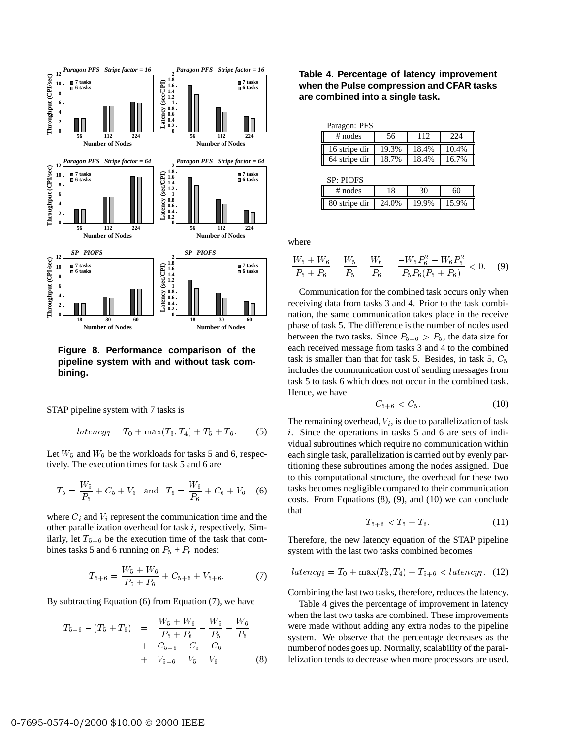Figure 8. Performance comparison of the pipeline system with and without task combining.

STAP pipeline system with 7 tasks is

$$latency_7 = T_0 + \max(T_3, T_4) + T_5 + T_6. \quad (5)$$

Let $W_5$ and $W_6$ be the workloads for tasks 5 and 6, respectively. The execution times for task 5 and 6 are

$$T_5 = \frac{W_5}{P_5} + C_5 + V_5 \quad \text{and} \quad T_6 = \frac{W_6}{P_6} + C_6 + V_6 \quad (6)$$

where $C_i$ and $V_i$ represent the communication time and the other parallelization overhead for task $i$, respectively. Similarly, let $T_{5+6}$ be the execution time of the task that combines tasks 5 and 6 running on $P_5 + P_6$ nodes:

$$T_{5+6} = \frac{W_5 + W_6}{P_5 + P_6} + C_{5+6} + V_{5+6}. \quad (7)$$

By subtracting Equation (6) from Equation (7), we have

$$\begin{aligned} T_{5+6} - (T_5 + T_6) &= \frac{W_5 + W_6}{P_5 + P_6} - \frac{W_5}{P_5} - \frac{W_6}{P_6} \\ &+ C_{5+6} - C_5 - C_6 \\ &+ V_{5+6} - V_5 - V_6 \end{aligned} \quad (8)$$

**Table 4. Percentage of latency improvement when the Pulse compression and CFAR tasks are combined into a single task.**

Paragon: PFS

| # nodes | 56 | 112 | 224 |
|---|---|---|---|
| 16 stripe dir | 19.3% | 18.4% | 10.4% |
| 64 stripe dir | 18.7% | 18.4% | 16.7% |

SP: PIOFS

| # nodes | 18 | 30 | 60 |
|---|---|---|---|
| 80 stripe dir | 24.0% | 19.9% | 15.9% |

where

$$\frac{W_5 + W_6}{P_5 + P_6} - \frac{W_5}{P_5} - \frac{W_6}{P_6} = \frac{-W_5 P_6^2 - W_6 P_5^2}{P_5 P_6 (P_5 + P_6)} < 0. \quad (9)$$

Communication for the combined task occurs only when receiving data from tasks 3 and 4. Prior to the task combination, the same communication takes place in the receive phase of task 5. The difference is the number of nodes used between the two tasks. Since $P_{5+6} > P_5$, the data size for each received message from tasks 3 and 4 to the combined task is smaller than that for task 5. Besides, in task 5, $C_5$ includes the communication cost of sending messages from task 5 to task 6 which does not occur in the combined task. Hence, we have

$$C_{5+6} < C_5. \quad (10)$$

The remaining overhead, $V_i$, is due to parallelization of task $i$. Since the operations in tasks 5 and 6 are sets of individual subroutines which require no communication within each single task, parallelization is carried out by evenly partitioning these subroutines among the nodes assigned. Due to this computational structure, the overhead for these two tasks becomes negligible compared to their communication costs. From Equations (8), (9), and (10) we can conclude that

$$T_{5+6} < T_5 + T_6. \quad (11)$$

Therefore, the new latency equation of the STAP pipeline system with the last two tasks combined becomes

$$latency_6 = T_0 + \max(T_3, T_4) + T_{5+6} < latency_7. \quad (12)$$

Combining the last two tasks, therefore, reduces the latency.

Table 4 gives the percentage of improvement in latency when the last two tasks are combined. These improvements were made without adding any extra nodes to the pipeline system. We observe that the percentage decreases as the number of nodes goes up. Normally, scalability of the parallelization tends to decrease when more processors are used.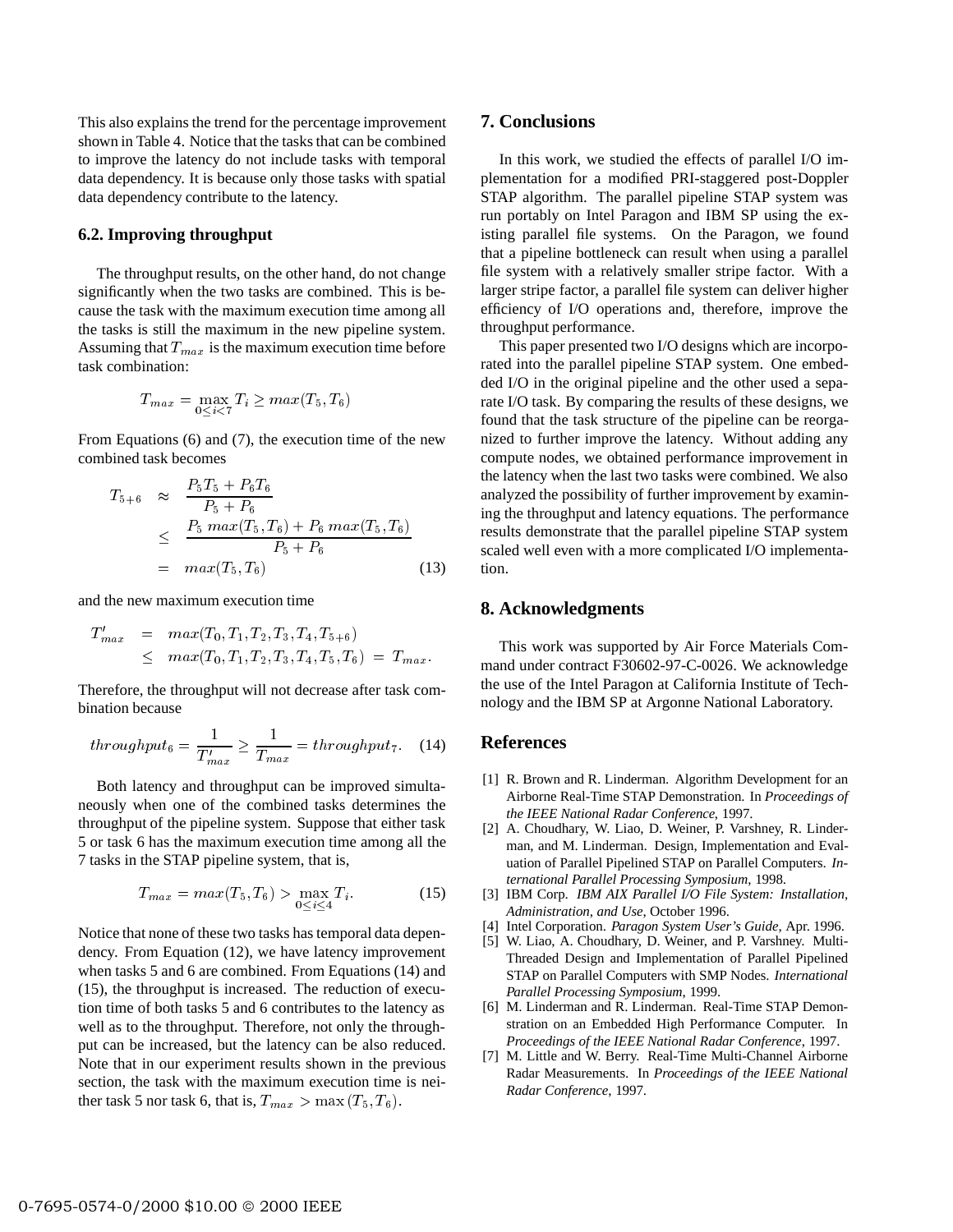This also explains the trend for the percentage improvement shown in Table 4. Notice that the tasks that can be combined to improve the latency do not include tasks with temporal data dependency. It is because only those tasks with spatial data dependency contribute to the latency.

### 6.2. Improving throughput

The throughput results, on the other hand, do not change significantly when the two tasks are combined. This is because the task with the maximum execution time among all the tasks is still the maximum in the new pipeline system. Assuming that $T_{max}$ is the maximum execution time before task combination:

$$T_{max} = \max_{0 \leq i < 7} T_i \geq max(T_5, T_6)$$

From Equations (6) and (7), the execution time of the new combined task becomes

$$\begin{aligned} T_{5+6} &\approx \frac{P_5 T_5 + P_6 T_6}{P_5 + P_6} \\ &\leq \frac{P_5\ max(T_5, T_6) + P_6\ max(T_5, T_6)}{P_5 + P_6} \\ &= max(T_5, T_6) \end{aligned} \qquad (13)$$

and the new maximum execution time

$$\begin{aligned} T'_{max} &= max(T_0, T_1, T_2, T_3, T_4, T_{5+6}) \\ &\leq max(T_0, T_1, T_2, T_3, T_4, T_5, T_6) = T_{max}. \end{aligned}$$

Therefore, the throughput will not decrease after task combination because

$$throughput_6 = \frac{1}{T'_{max}} \geq \frac{1}{T_{max}} = throughput_7. \qquad (14)$$

Both latency and throughput can be improved simultaneously when one of the combined tasks determines the throughput of the pipeline system. Suppose that either task 5 or task 6 has the maximum execution time among all the 7 tasks in the STAP pipeline system, that is,

$$T_{max} = max(T_5, T_6) > \max_{0 \leq i \leq 4} T_i. \qquad (15)$$

Notice that none of these two tasks has temporal data dependency. From Equation (12), we have latency improvement when tasks 5 and 6 are combined. From Equations (14) and (15), the throughput is increased. The reduction of execution time of both tasks 5 and 6 contributes to the latency as well as to the throughput. Therefore, not only the throughput can be increased, but the latency can be also reduced. Note that in our experiment results shown in the previous section, the task with the maximum execution time is neither task 5 nor task 6, that is, $T_{max} > \max(T_5, T_6)$.

## 7. Conclusions

In this work, we studied the effects of parallel I/O implementation for a modified PRI-staggered post-Doppler STAP algorithm. The parallel pipeline STAP system was run portably on Intel Paragon and IBM SP using the existing parallel file systems. On the Paragon, we found that a pipeline bottleneck can result when using a parallel file system with a relatively smaller stripe factor. With a larger stripe factor, a parallel file system can deliver higher efficiency of I/O operations and, therefore, improve the throughput performance.

This paper presented two I/O designs which are incorporated into the parallel pipeline STAP system. One embedded I/O in the original pipeline and the other used a separate I/O task. By comparing the results of these designs, we found that the task structure of the pipeline can be reorganized to further improve the latency. Without adding any compute nodes, we obtained performance improvement in the latency when the last two tasks were combined. We also analyzed the possibility of further improvement by examining the throughput and latency equations. The performance results demonstrate that the parallel pipeline STAP system scaled well even with a more complicated I/O implementation.

## 8. Acknowledgments

This work was supported by Air Force Materials Command under contract F30602-97-C-0026. We acknowledge the use of the Intel Paragon at California Institute of Technology and the IBM SP at Argonne National Laboratory.

## References

[1] R. Brown and R. Linderman. Algorithm Development for an Airborne Real-Time STAP Demonstration. In *Proceedings of the IEEE National Radar Conference*, 1997.

[2] A. Choudhary, W. Liao, D. Weiner, P. Varshney, R. Linderman, and M. Linderman. Design, Implementation and Evaluation of Parallel Pipelined STAP on Parallel Computers. *International Parallel Processing Symposium*, 1998.

[3] IBM Corp. *IBM AIX Parallel I/O File System: Installation, Administration, and Use*, October 1996.

[4] Intel Corporation. *Paragon System User's Guide*, Apr. 1996.

[5] W. Liao, A. Choudhary, D. Weiner, and P. Varshney. Multi-Threaded Design and Implementation of Parallel Pipelined STAP on Parallel Computers with SMP Nodes. *International Parallel Processing Symposium*, 1999.

[6] M. Linderman and R. Linderman. Real-Time STAP Demonstration on an Embedded High Performance Computer. In *Proceedings of the IEEE National Radar Conference*, 1997.

[7] M. Little and W. Berry. Real-Time Multi-Channel Airborne Radar Measurements. In *Proceedings of the IEEE National Radar Conference*, 1997.